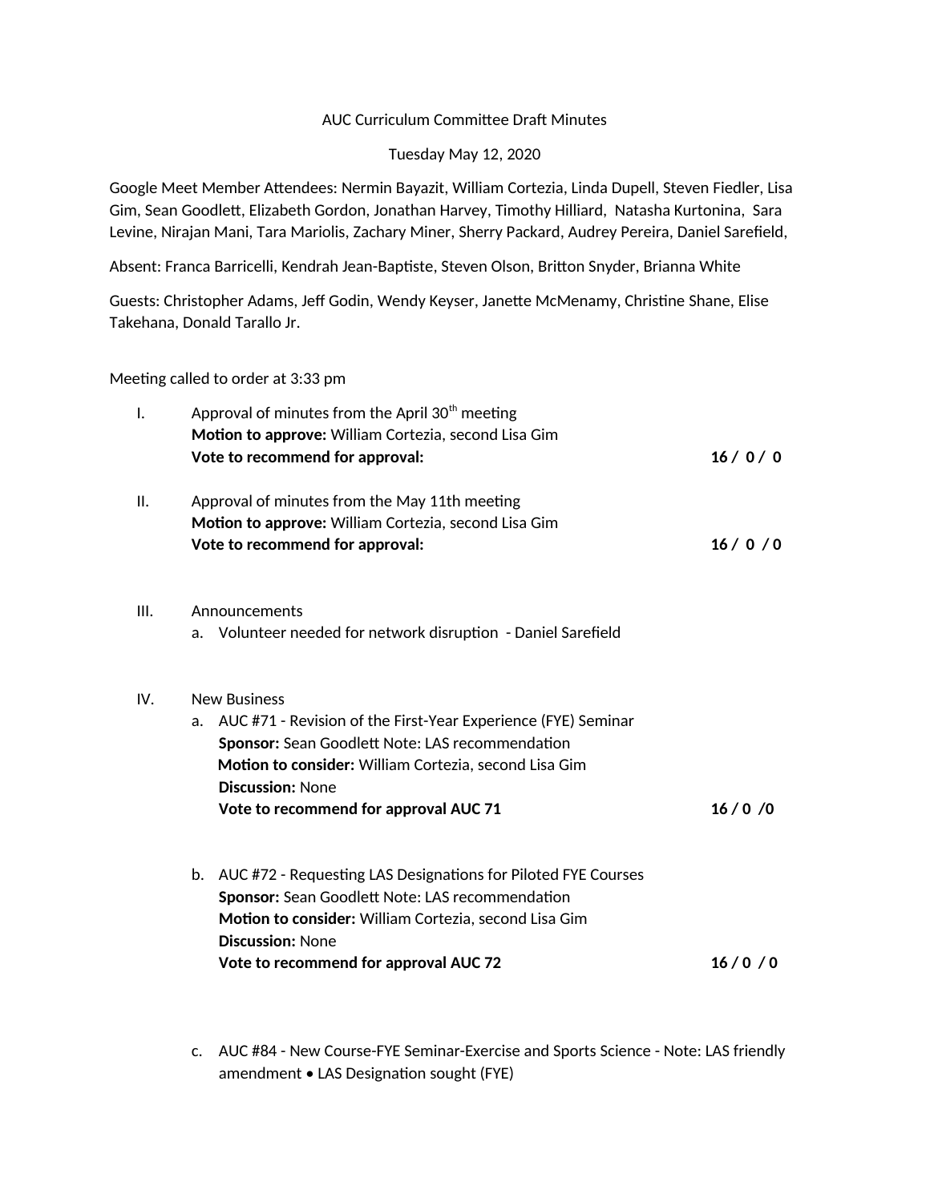AUC Curriculum Committee Draft Minutes

Tuesday May 12, 2020

Google Meet Member Attendees: Nermin Bayazit, William Cortezia, Linda Dupell, Steven Fiedler, Lisa Gim, Sean Goodlett, Elizabeth Gordon, Jonathan Harvey, Timothy Hilliard, Natasha Kurtonina, Sara Levine, Nirajan Mani, Tara Mariolis, Zachary Miner, Sherry Packard, Audrey Pereira, Daniel Sarefield,

Absent: Franca Barricelli, Kendrah Jean-Baptiste, Steven Olson, Britton Snyder, Brianna White

Guests: Christopher Adams, Jeff Godin, Wendy Keyser, Janette McMenamy, Christine Shane, Elise Takehana, Donald Tarallo Jr.

Meeting called to order at 3:33 pm

I. Approval of minutes from the April 30th meeting
**Motion to approve:** William Cortezia, second Lisa Gim
**Vote to recommend for approval:** **16 / 0 / 0**

II. Approval of minutes from the May 11th meeting
**Motion to approve:** William Cortezia, second Lisa Gim
**Vote to recommend for approval:** **16 / 0 / 0**

III. Announcements
   a. Volunteer needed for network disruption - Daniel Sarefield

IV. New Business
   a. AUC #71 - Revision of the First-Year Experience (FYE) Seminar
   **Sponsor:** Sean Goodlett Note: LAS recommendation
   **Motion to consider:** William Cortezia, second Lisa Gim
   **Discussion:** None
   **Vote to recommend for approval AUC 71** **16 / 0 /0**

   b. AUC #72 - Requesting LAS Designations for Piloted FYE Courses
   **Sponsor:** Sean Goodlett Note: LAS recommendation
   **Motion to consider:** William Cortezia, second Lisa Gim
   **Discussion:** None
   **Vote to recommend for approval AUC 72** **16 / 0 / 0**

   c. AUC #84 - New Course-FYE Seminar-Exercise and Sports Science - Note: LAS friendly amendment • LAS Designation sought (FYE)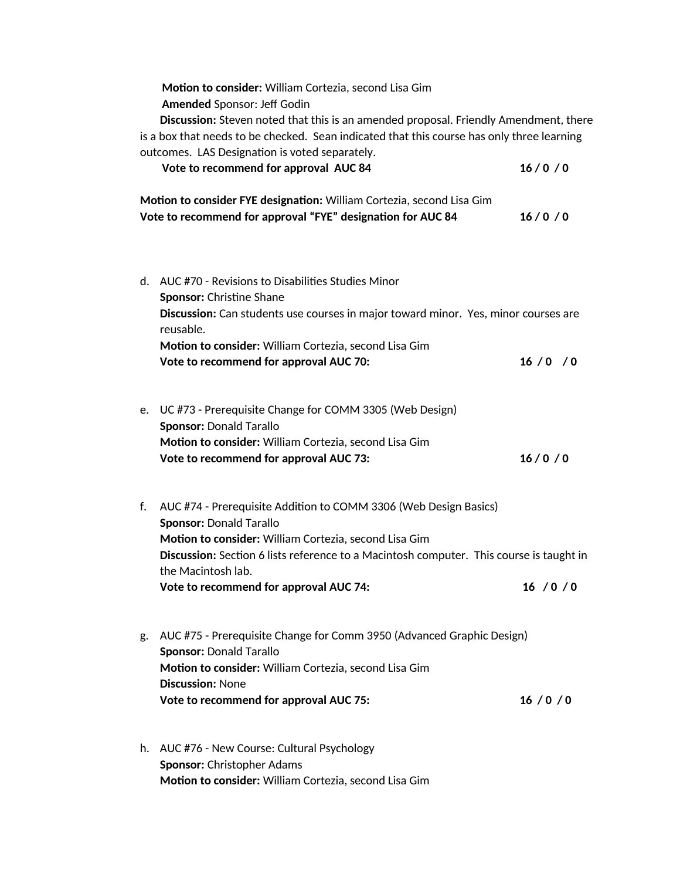**Motion to consider:** William Cortezia, second Lisa Gim
**Amended** Sponsor: Jeff Godin
**Discussion:** Steven noted that this is an amended proposal. Friendly Amendment, there is a box that needs to be checked. Sean indicated that this course has only three learning outcomes. LAS Designation is voted separately.
**Vote to recommend for approval AUC 84** **16 / 0 / 0**

**Motion to consider FYE designation:** William Cortezia, second Lisa Gim
**Vote to recommend for approval "FYE" designation for AUC 84** **16 / 0 / 0**

d. AUC #70 - Revisions to Disabilities Studies Minor
**Sponsor:** Christine Shane
**Discussion:** Can students use courses in major toward minor. Yes, minor courses are reusable.
**Motion to consider:** William Cortezia, second Lisa Gim
**Vote to recommend for approval AUC 70:** **16 / 0 / 0**

e. UC #73 - Prerequisite Change for COMM 3305 (Web Design)
**Sponsor:** Donald Tarallo
**Motion to consider:** William Cortezia, second Lisa Gim
**Vote to recommend for approval AUC 73:** **16 / 0 / 0**

f. AUC #74 - Prerequisite Addition to COMM 3306 (Web Design Basics)
**Sponsor:** Donald Tarallo
**Motion to consider:** William Cortezia, second Lisa Gim
**Discussion:** Section 6 lists reference to a Macintosh computer. This course is taught in the Macintosh lab.
**Vote to recommend for approval AUC 74:** **16 / 0 / 0**

g. AUC #75 - Prerequisite Change for Comm 3950 (Advanced Graphic Design)
**Sponsor:** Donald Tarallo
**Motion to consider:** William Cortezia, second Lisa Gim
**Discussion:** None
**Vote to recommend for approval AUC 75:** **16 / 0 / 0**

h. AUC #76 - New Course: Cultural Psychology
**Sponsor:** Christopher Adams
**Motion to consider:** William Cortezia, second Lisa Gim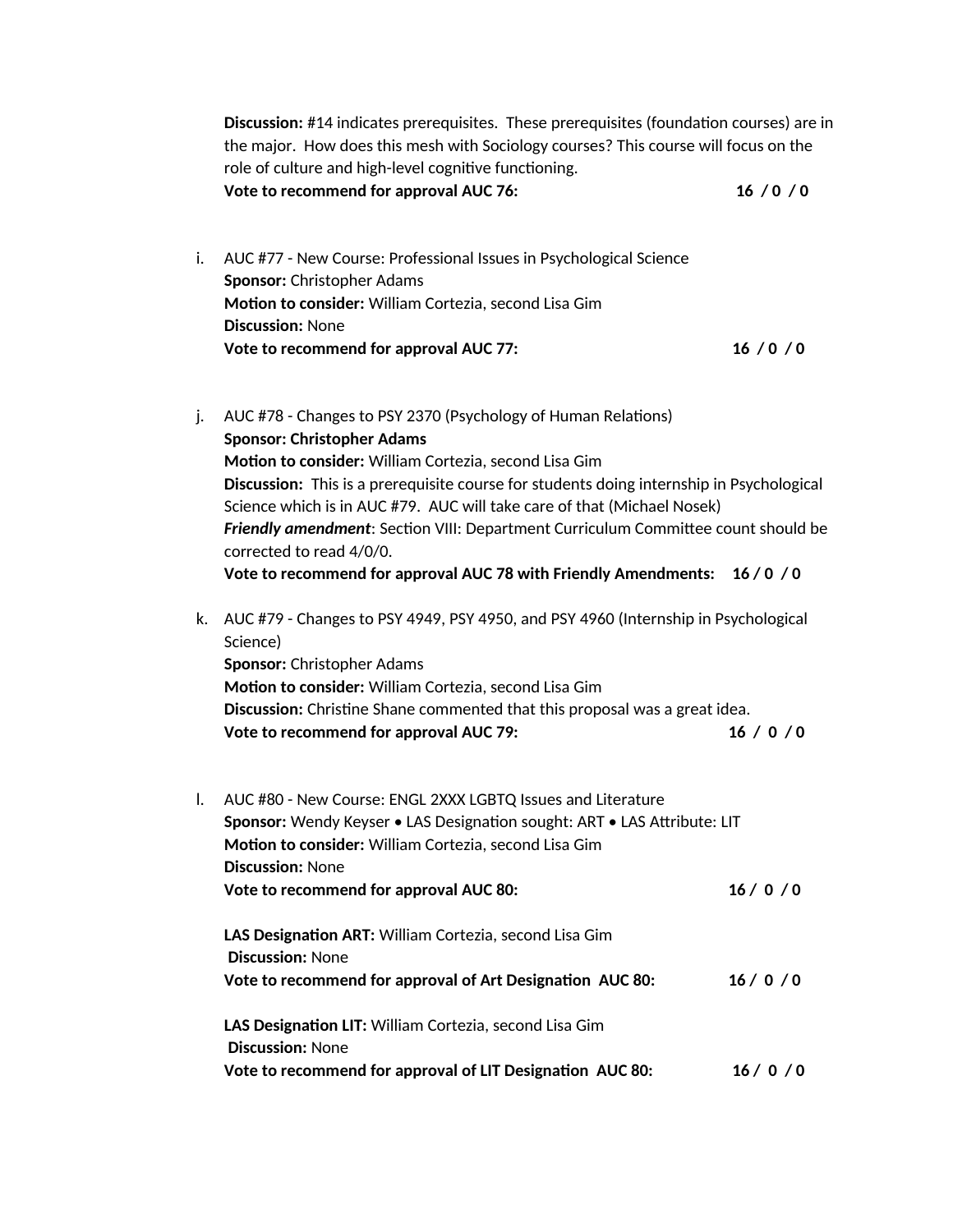**Discussion:** #14 indicates prerequisites. These prerequisites (foundation courses) are in the major. How does this mesh with Sociology courses? This course will focus on the role of culture and high-level cognitive functioning.
**Vote to recommend for approval AUC 76:** 16 / 0 / 0

i. AUC #77 - New Course: Professional Issues in Psychological Science
**Sponsor:** Christopher Adams
**Motion to consider:** William Cortezia, second Lisa Gim
**Discussion:** None
**Vote to recommend for approval AUC 77:** 16 / 0 / 0

j. AUC #78 - Changes to PSY 2370 (Psychology of Human Relations)
**Sponsor: Christopher Adams**
**Motion to consider:** William Cortezia, second Lisa Gim
**Discussion:** This is a prerequisite course for students doing internship in Psychological Science which is in AUC #79. AUC will take care of that (Michael Nosek)
***Friendly amendment***: Section VIII: Department Curriculum Committee count should be corrected to read 4/0/0.
**Vote to recommend for approval AUC 78 with Friendly Amendments:** 16 / 0 / 0

k. AUC #79 - Changes to PSY 4949, PSY 4950, and PSY 4960 (Internship in Psychological Science)
**Sponsor:** Christopher Adams
**Motion to consider:** William Cortezia, second Lisa Gim
**Discussion:** Christine Shane commented that this proposal was a great idea.
**Vote to recommend for approval AUC 79:** 16 / 0 / 0

l. AUC #80 - New Course: ENGL 2XXX LGBTQ Issues and Literature
**Sponsor:** Wendy Keyser • LAS Designation sought: ART • LAS Attribute: LIT
**Motion to consider:** William Cortezia, second Lisa Gim
**Discussion:** None
**Vote to recommend for approval AUC 80:** 16 / 0 / 0

**LAS Designation ART:** William Cortezia, second Lisa Gim
**Discussion:** None
**Vote to recommend for approval of Art Designation AUC 80:** 16 / 0 / 0

**LAS Designation LIT:** William Cortezia, second Lisa Gim
**Discussion:** None
**Vote to recommend for approval of LIT Designation AUC 80:** 16 / 0 / 0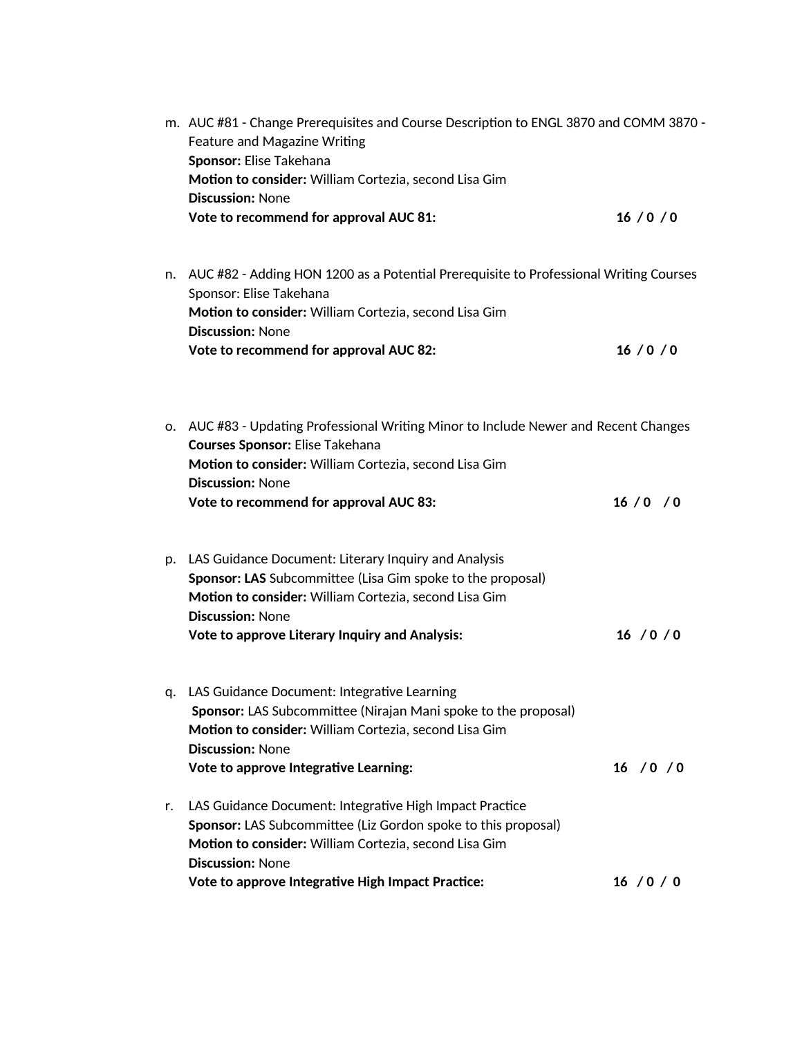m. AUC #81 - Change Prerequisites and Course Description to ENGL 3870 and COMM 3870 - Feature and Magazine Writing
**Sponsor:** Elise Takehana
**Motion to consider:** William Cortezia, second Lisa Gim
**Discussion:** None
**Vote to recommend for approval AUC 81: 16 / 0 / 0**

n. AUC #82 - Adding HON 1200 as a Potential Prerequisite to Professional Writing Courses
Sponsor: Elise Takehana
**Motion to consider:** William Cortezia, second Lisa Gim
**Discussion:** None
**Vote to recommend for approval AUC 82: 16 / 0 / 0**

o. AUC #83 - Updating Professional Writing Minor to Include Newer and Recent Changes
**Courses Sponsor:** Elise Takehana
**Motion to consider:** William Cortezia, second Lisa Gim
**Discussion:** None
**Vote to recommend for approval AUC 83: 16 / 0 / 0**

p. LAS Guidance Document: Literary Inquiry and Analysis
**Sponsor: LAS** Subcommittee (Lisa Gim spoke to the proposal)
**Motion to consider:** William Cortezia, second Lisa Gim
**Discussion:** None
**Vote to approve Literary Inquiry and Analysis: 16 / 0 / 0**

q. LAS Guidance Document: Integrative Learning
**Sponsor:** LAS Subcommittee (Nirajan Mani spoke to the proposal)
**Motion to consider:** William Cortezia, second Lisa Gim
**Discussion:** None
**Vote to approve Integrative Learning: 16 / 0 / 0**

r. LAS Guidance Document: Integrative High Impact Practice
**Sponsor:** LAS Subcommittee (Liz Gordon spoke to this proposal)
**Motion to consider:** William Cortezia, second Lisa Gim
**Discussion:** None
**Vote to approve Integrative High Impact Practice: 16 / 0 / 0**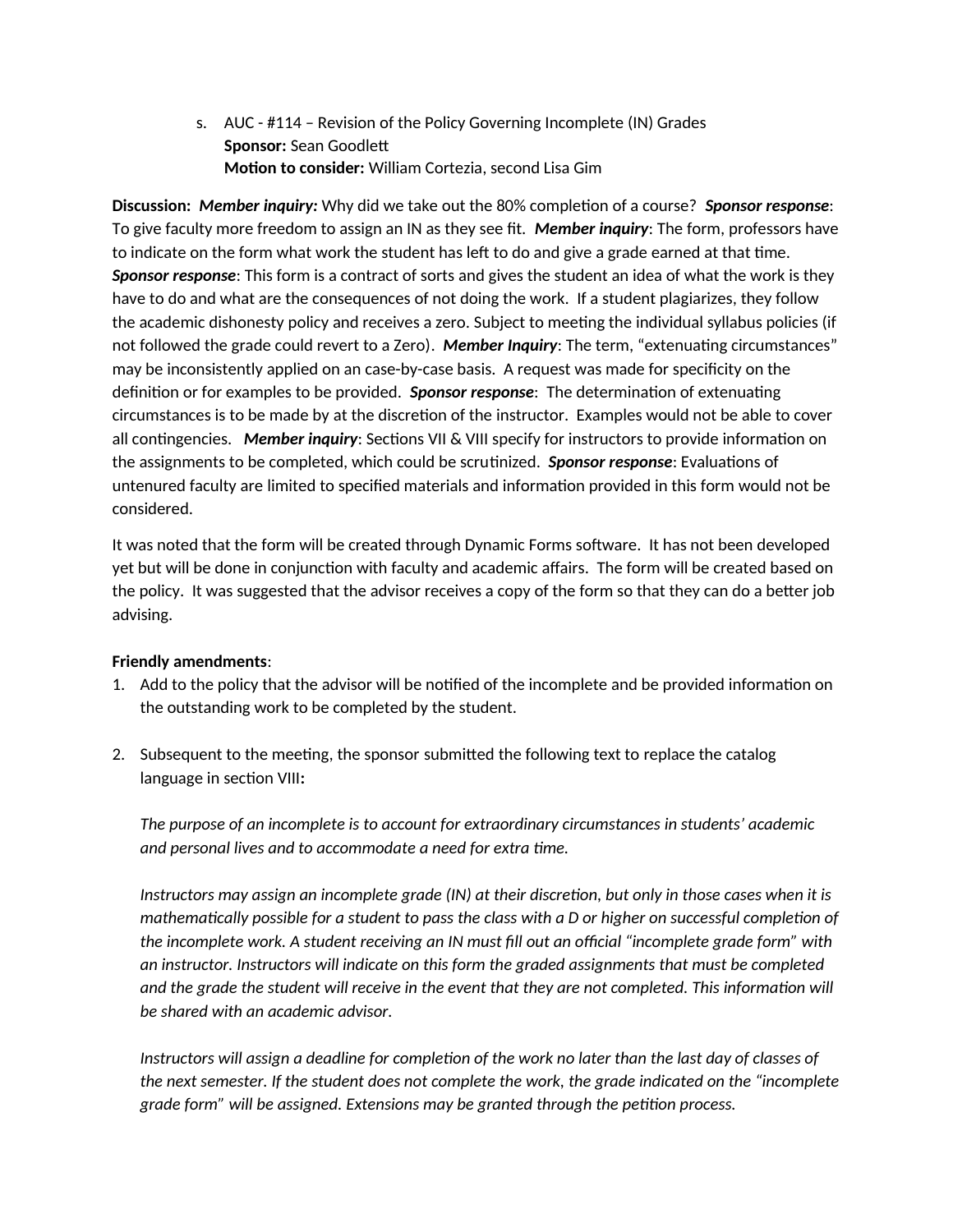s. AUC - #114 – Revision of the Policy Governing Incomplete (IN) Grades
**Sponsor:** Sean Goodlett
**Motion to consider:** William Cortezia, second Lisa Gim

**Discussion:** ***Member inquiry:*** Why did we take out the 80% completion of a course? ***Sponsor response***: To give faculty more freedom to assign an IN as they see fit. ***Member inquiry***: The form, professors have to indicate on the form what work the student has left to do and give a grade earned at that time. ***Sponsor response***: This form is a contract of sorts and gives the student an idea of what the work is they have to do and what are the consequences of not doing the work. If a student plagiarizes, they follow the academic dishonesty policy and receives a zero. Subject to meeting the individual syllabus policies (if not followed the grade could revert to a Zero). ***Member Inquiry***: The term, "extenuating circumstances" may be inconsistently applied on an case-by-case basis. A request was made for specificity on the definition or for examples to be provided. ***Sponsor response***: The determination of extenuating circumstances is to be made by at the discretion of the instructor. Examples would not be able to cover all contingencies. ***Member inquiry***: Sections VII & VIII specify for instructors to provide information on the assignments to be completed, which could be scrutinized. ***Sponsor response***: Evaluations of untenured faculty are limited to specified materials and information provided in this form would not be considered.

It was noted that the form will be created through Dynamic Forms software. It has not been developed yet but will be done in conjunction with faculty and academic affairs. The form will be created based on the policy. It was suggested that the advisor receives a copy of the form so that they can do a better job advising.

**Friendly amendments**:

1. Add to the policy that the advisor will be notified of the incomplete and be provided information on the outstanding work to be completed by the student.

2. Subsequent to the meeting, the sponsor submitted the following text to replace the catalog language in section VIII**:**

   *The purpose of an incomplete is to account for extraordinary circumstances in students' academic and personal lives and to accommodate a need for extra time.*

   *Instructors may assign an incomplete grade (IN) at their discretion, but only in those cases when it is mathematically possible for a student to pass the class with a D or higher on successful completion of the incomplete work. A student receiving an IN must fill out an official "incomplete grade form" with an instructor. Instructors will indicate on this form the graded assignments that must be completed and the grade the student will receive in the event that they are not completed. This information will be shared with an academic advisor.*

   *Instructors will assign a deadline for completion of the work no later than the last day of classes of the next semester. If the student does not complete the work, the grade indicated on the "incomplete grade form" will be assigned. Extensions may be granted through the petition process.*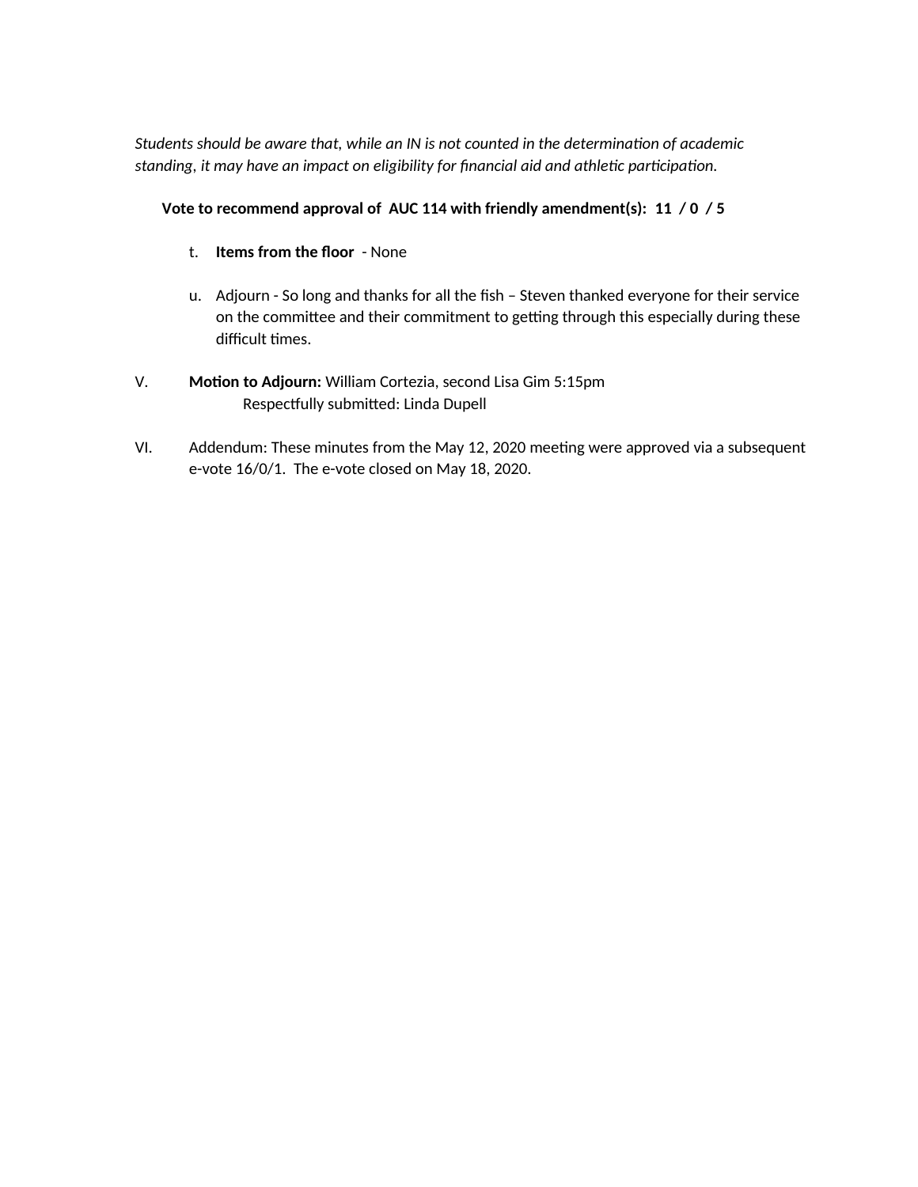*Students should be aware that, while an IN is not counted in the determination of academic standing, it may have an impact on eligibility for financial aid and athletic participation.*

**Vote to recommend approval of AUC 114 with friendly amendment(s): 11 / 0 / 5**

t. **Items from the floor** - None

u. Adjourn - So long and thanks for all the fish – Steven thanked everyone for their service on the committee and their commitment to getting through this especially during these difficult times.

V. **Motion to Adjourn:** William Cortezia, second Lisa Gim 5:15pm
Respectfully submitted: Linda Dupell

VI. Addendum: These minutes from the May 12, 2020 meeting were approved via a subsequent e-vote 16/0/1. The e-vote closed on May 18, 2020.